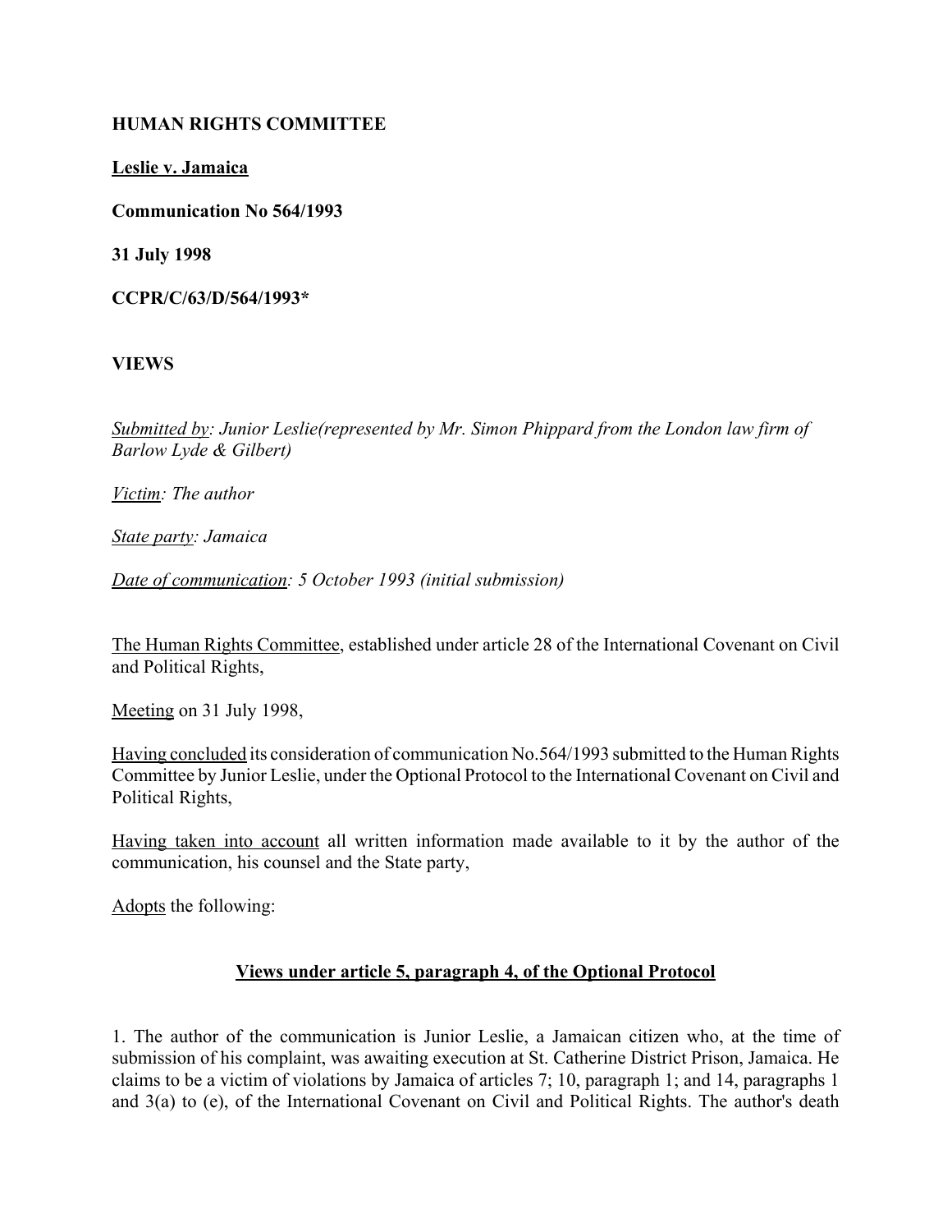**HUMAN RIGHTS COMMITTEE**

**Leslie v. Jamaica**

**Communication No 564/1993**

**31 July 1998**

**CCPR/C/63/D/564/1993***

**VIEWS**

*Submitted by: Junior Leslie(represented by Mr. Simon Phippard from the London law firm of Barlow Lyde & Gilbert)*

*Victim: The author*

*State party: Jamaica*

*Date of communication: 5 October 1993 (initial submission)*

The Human Rights Committee, established under article 28 of the International Covenant on Civil and Political Rights,

Meeting on 31 July 1998,

Having concluded its consideration of communication No.564/1993 submitted to the Human Rights Committee by Junior Leslie, under the Optional Protocol to the International Covenant on Civil and Political Rights,

Having taken into account all written information made available to it by the author of the communication, his counsel and the State party,

Adopts the following:

## Views under article 5, paragraph 4, of the Optional Protocol

1. The author of the communication is Junior Leslie, a Jamaican citizen who, at the time of submission of his complaint, was awaiting execution at St. Catherine District Prison, Jamaica. He claims to be a victim of violations by Jamaica of articles 7; 10, paragraph 1; and 14, paragraphs 1 and 3(a) to (e), of the International Covenant on Civil and Political Rights. The author's death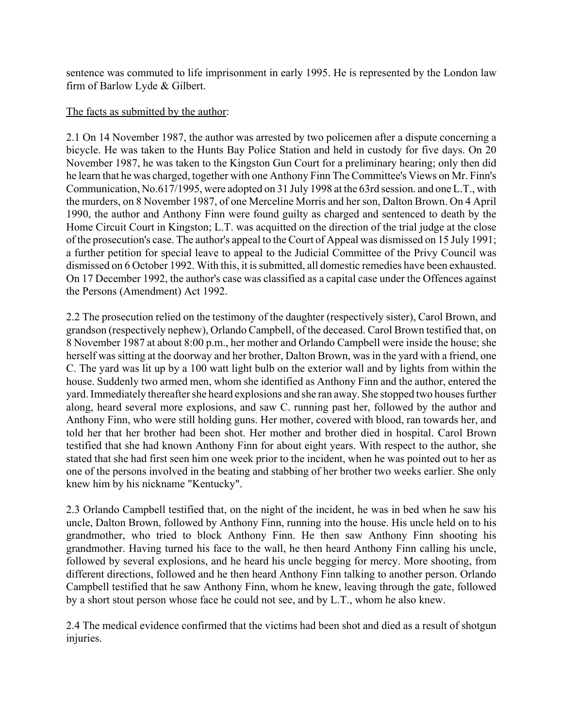sentence was commuted to life imprisonment in early 1995. He is represented by the London law firm of Barlow Lyde & Gilbert.

The facts as submitted by the author:

2.1 On 14 November 1987, the author was arrested by two policemen after a dispute concerning a bicycle. He was taken to the Hunts Bay Police Station and held in custody for five days. On 20 November 1987, he was taken to the Kingston Gun Court for a preliminary hearing; only then did he learn that he was charged, together with one Anthony Finn The Committee's Views on Mr. Finn's Communication, No.617/1995, were adopted on 31 July 1998 at the 63rd session. and one L.T., with the murders, on 8 November 1987, of one Merceline Morris and her son, Dalton Brown. On 4 April 1990, the author and Anthony Finn were found guilty as charged and sentenced to death by the Home Circuit Court in Kingston; L.T. was acquitted on the direction of the trial judge at the close of the prosecution's case. The author's appeal to the Court of Appeal was dismissed on 15 July 1991; a further petition for special leave to appeal to the Judicial Committee of the Privy Council was dismissed on 6 October 1992. With this, it is submitted, all domestic remedies have been exhausted. On 17 December 1992, the author's case was classified as a capital case under the Offences against the Persons (Amendment) Act 1992.

2.2 The prosecution relied on the testimony of the daughter (respectively sister), Carol Brown, and grandson (respectively nephew), Orlando Campbell, of the deceased. Carol Brown testified that, on 8 November 1987 at about 8:00 p.m., her mother and Orlando Campbell were inside the house; she herself was sitting at the doorway and her brother, Dalton Brown, was in the yard with a friend, one C. The yard was lit up by a 100 watt light bulb on the exterior wall and by lights from within the house. Suddenly two armed men, whom she identified as Anthony Finn and the author, entered the yard. Immediately thereafter she heard explosions and she ran away. She stopped two houses further along, heard several more explosions, and saw C. running past her, followed by the author and Anthony Finn, who were still holding guns. Her mother, covered with blood, ran towards her, and told her that her brother had been shot. Her mother and brother died in hospital. Carol Brown testified that she had known Anthony Finn for about eight years. With respect to the author, she stated that she had first seen him one week prior to the incident, when he was pointed out to her as one of the persons involved in the beating and stabbing of her brother two weeks earlier. She only knew him by his nickname "Kentucky".

2.3 Orlando Campbell testified that, on the night of the incident, he was in bed when he saw his uncle, Dalton Brown, followed by Anthony Finn, running into the house. His uncle held on to his grandmother, who tried to block Anthony Finn. He then saw Anthony Finn shooting his grandmother. Having turned his face to the wall, he then heard Anthony Finn calling his uncle, followed by several explosions, and he heard his uncle begging for mercy. More shooting, from different directions, followed and he then heard Anthony Finn talking to another person. Orlando Campbell testified that he saw Anthony Finn, whom he knew, leaving through the gate, followed by a short stout person whose face he could not see, and by L.T., whom he also knew.

2.4 The medical evidence confirmed that the victims had been shot and died as a result of shotgun injuries.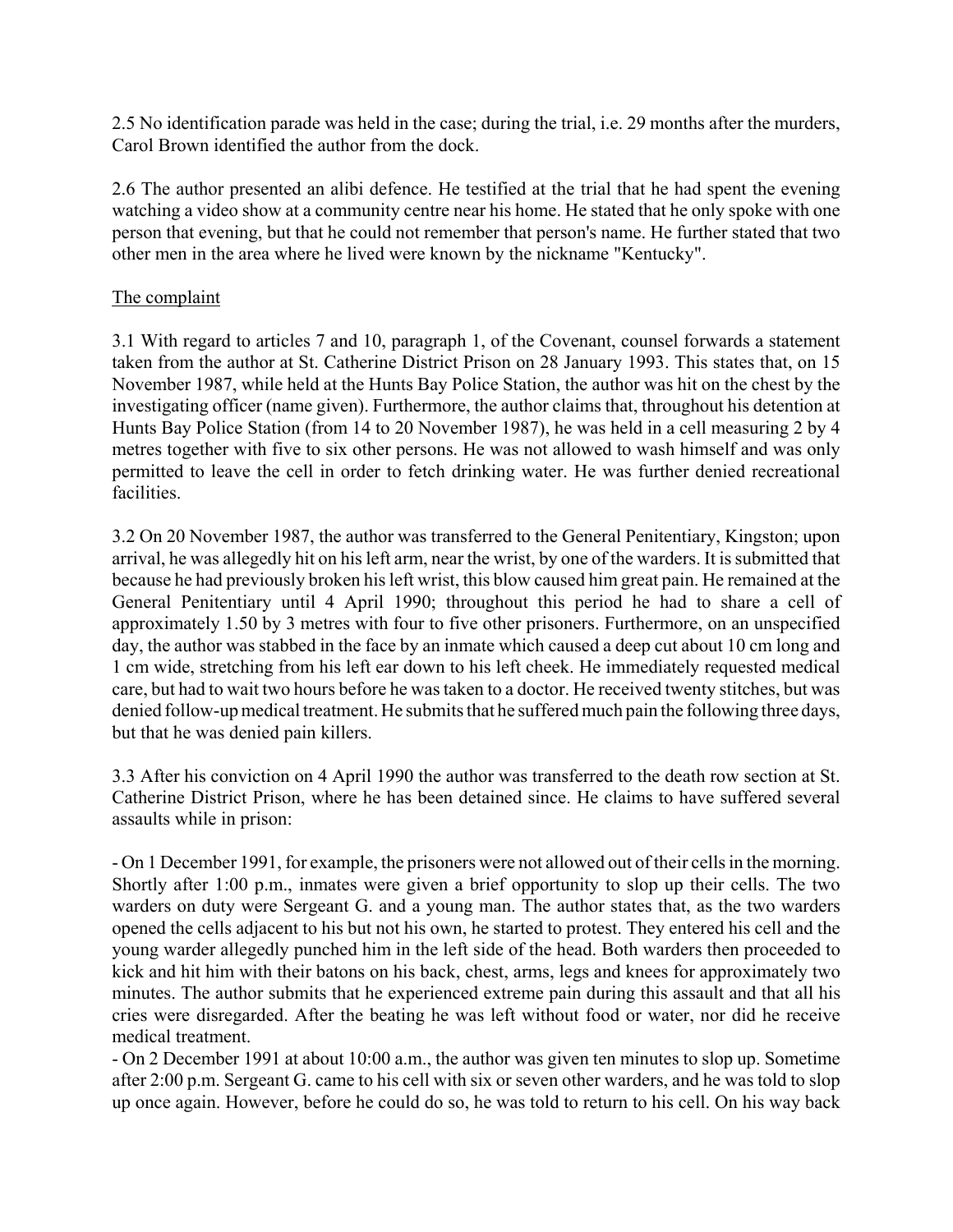2.5 No identification parade was held in the case; during the trial, i.e. 29 months after the murders, Carol Brown identified the author from the dock.

2.6 The author presented an alibi defence. He testified at the trial that he had spent the evening watching a video show at a community centre near his home. He stated that he only spoke with one person that evening, but that he could not remember that person's name. He further stated that two other men in the area where he lived were known by the nickname "Kentucky".

## The complaint

3.1 With regard to articles 7 and 10, paragraph 1, of the Covenant, counsel forwards a statement taken from the author at St. Catherine District Prison on 28 January 1993. This states that, on 15 November 1987, while held at the Hunts Bay Police Station, the author was hit on the chest by the investigating officer (name given). Furthermore, the author claims that, throughout his detention at Hunts Bay Police Station (from 14 to 20 November 1987), he was held in a cell measuring 2 by 4 metres together with five to six other persons. He was not allowed to wash himself and was only permitted to leave the cell in order to fetch drinking water. He was further denied recreational facilities.

3.2 On 20 November 1987, the author was transferred to the General Penitentiary, Kingston; upon arrival, he was allegedly hit on his left arm, near the wrist, by one of the warders. It is submitted that because he had previously broken his left wrist, this blow caused him great pain. He remained at the General Penitentiary until 4 April 1990; throughout this period he had to share a cell of approximately 1.50 by 3 metres with four to five other prisoners. Furthermore, on an unspecified day, the author was stabbed in the face by an inmate which caused a deep cut about 10 cm long and 1 cm wide, stretching from his left ear down to his left cheek. He immediately requested medical care, but had to wait two hours before he was taken to a doctor. He received twenty stitches, but was denied follow-up medical treatment. He submits that he suffered much pain the following three days, but that he was denied pain killers.

3.3 After his conviction on 4 April 1990 the author was transferred to the death row section at St. Catherine District Prison, where he has been detained since. He claims to have suffered several assaults while in prison:

- On 1 December 1991, for example, the prisoners were not allowed out of their cells in the morning. Shortly after 1:00 p.m., inmates were given a brief opportunity to slop up their cells. The two warders on duty were Sergeant G. and a young man. The author states that, as the two warders opened the cells adjacent to his but not his own, he started to protest. They entered his cell and the young warder allegedly punched him in the left side of the head. Both warders then proceeded to kick and hit him with their batons on his back, chest, arms, legs and knees for approximately two minutes. The author submits that he experienced extreme pain during this assault and that all his cries were disregarded. After the beating he was left without food or water, nor did he receive medical treatment.
- On 2 December 1991 at about 10:00 a.m., the author was given ten minutes to slop up. Sometime after 2:00 p.m. Sergeant G. came to his cell with six or seven other warders, and he was told to slop up once again. However, before he could do so, he was told to return to his cell. On his way back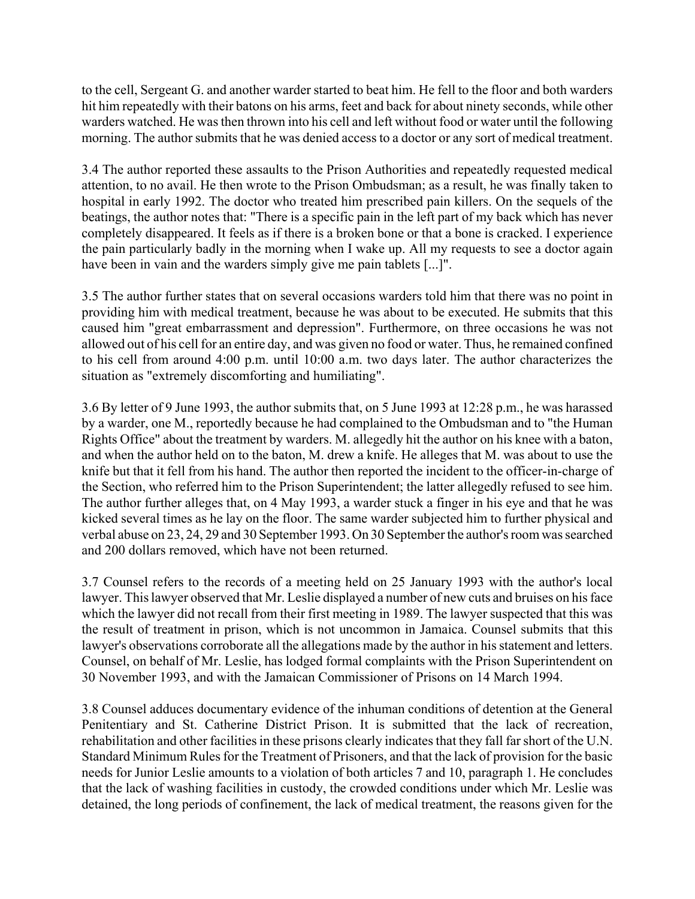to the cell, Sergeant G. and another warder started to beat him. He fell to the floor and both warders hit him repeatedly with their batons on his arms, feet and back for about ninety seconds, while other warders watched. He was then thrown into his cell and left without food or water until the following morning. The author submits that he was denied access to a doctor or any sort of medical treatment.

3.4 The author reported these assaults to the Prison Authorities and repeatedly requested medical attention, to no avail. He then wrote to the Prison Ombudsman; as a result, he was finally taken to hospital in early 1992. The doctor who treated him prescribed pain killers. On the sequels of the beatings, the author notes that: "There is a specific pain in the left part of my back which has never completely disappeared. It feels as if there is a broken bone or that a bone is cracked. I experience the pain particularly badly in the morning when I wake up. All my requests to see a doctor again have been in vain and the warders simply give me pain tablets [...]".

3.5 The author further states that on several occasions warders told him that there was no point in providing him with medical treatment, because he was about to be executed. He submits that this caused him "great embarrassment and depression". Furthermore, on three occasions he was not allowed out of his cell for an entire day, and was given no food or water. Thus, he remained confined to his cell from around 4:00 p.m. until 10:00 a.m. two days later. The author characterizes the situation as "extremely discomforting and humiliating".

3.6 By letter of 9 June 1993, the author submits that, on 5 June 1993 at 12:28 p.m., he was harassed by a warder, one M., reportedly because he had complained to the Ombudsman and to "the Human Rights Office" about the treatment by warders. M. allegedly hit the author on his knee with a baton, and when the author held on to the baton, M. drew a knife. He alleges that M. was about to use the knife but that it fell from his hand. The author then reported the incident to the officer-in-charge of the Section, who referred him to the Prison Superintendent; the latter allegedly refused to see him. The author further alleges that, on 4 May 1993, a warder stuck a finger in his eye and that he was kicked several times as he lay on the floor. The same warder subjected him to further physical and verbal abuse on 23, 24, 29 and 30 September 1993. On 30 September the author's room was searched and 200 dollars removed, which have not been returned.

3.7 Counsel refers to the records of a meeting held on 25 January 1993 with the author's local lawyer. This lawyer observed that Mr. Leslie displayed a number of new cuts and bruises on his face which the lawyer did not recall from their first meeting in 1989. The lawyer suspected that this was the result of treatment in prison, which is not uncommon in Jamaica. Counsel submits that this lawyer's observations corroborate all the allegations made by the author in his statement and letters. Counsel, on behalf of Mr. Leslie, has lodged formal complaints with the Prison Superintendent on 30 November 1993, and with the Jamaican Commissioner of Prisons on 14 March 1994.

3.8 Counsel adduces documentary evidence of the inhuman conditions of detention at the General Penitentiary and St. Catherine District Prison. It is submitted that the lack of recreation, rehabilitation and other facilities in these prisons clearly indicates that they fall far short of the U.N. Standard Minimum Rules for the Treatment of Prisoners, and that the lack of provision for the basic needs for Junior Leslie amounts to a violation of both articles 7 and 10, paragraph 1. He concludes that the lack of washing facilities in custody, the crowded conditions under which Mr. Leslie was detained, the long periods of confinement, the lack of medical treatment, the reasons given for the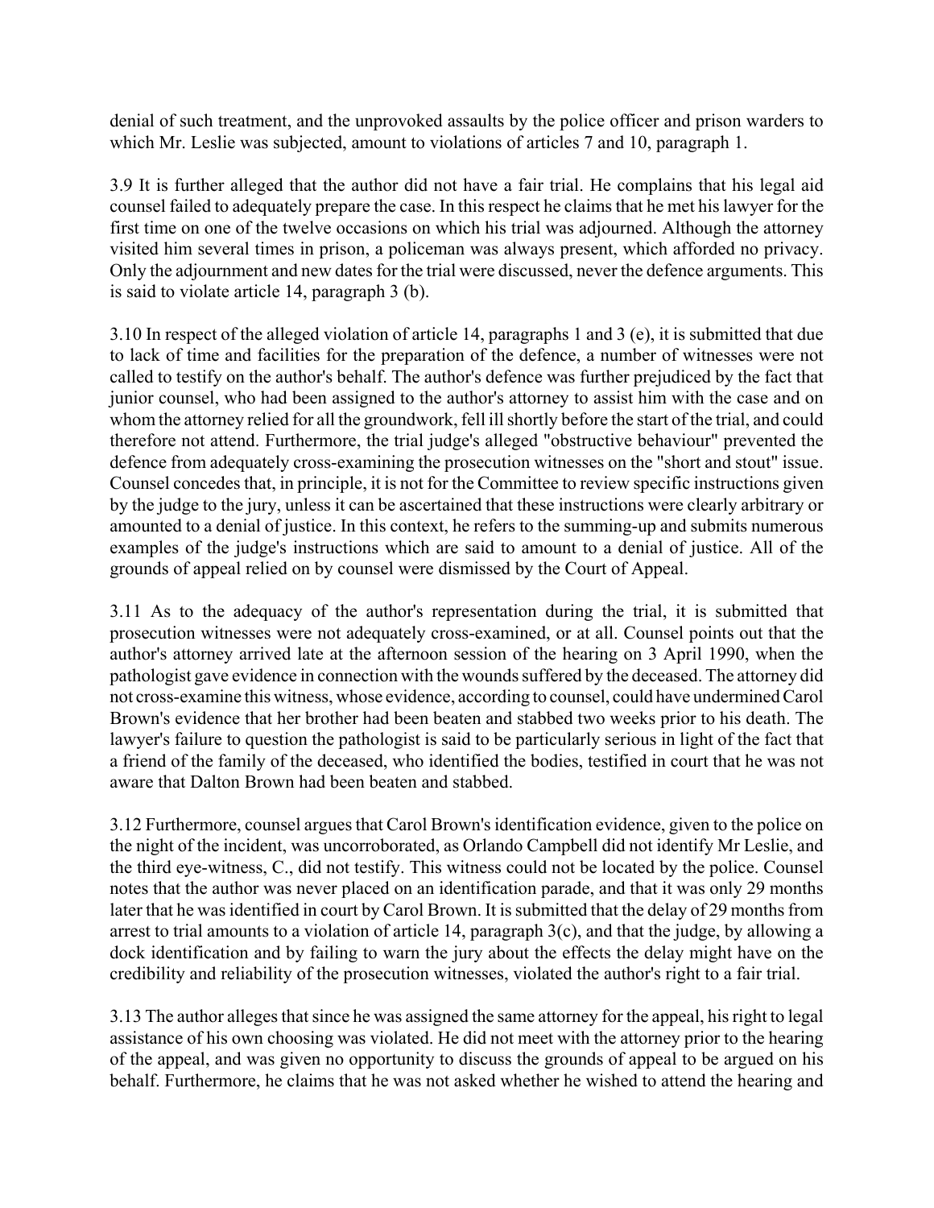denial of such treatment, and the unprovoked assaults by the police officer and prison warders to which Mr. Leslie was subjected, amount to violations of articles 7 and 10, paragraph 1.

3.9 It is further alleged that the author did not have a fair trial. He complains that his legal aid counsel failed to adequately prepare the case. In this respect he claims that he met his lawyer for the first time on one of the twelve occasions on which his trial was adjourned. Although the attorney visited him several times in prison, a policeman was always present, which afforded no privacy. Only the adjournment and new dates for the trial were discussed, never the defence arguments. This is said to violate article 14, paragraph 3 (b).

3.10 In respect of the alleged violation of article 14, paragraphs 1 and 3 (e), it is submitted that due to lack of time and facilities for the preparation of the defence, a number of witnesses were not called to testify on the author's behalf. The author's defence was further prejudiced by the fact that junior counsel, who had been assigned to the author's attorney to assist him with the case and on whom the attorney relied for all the groundwork, fell ill shortly before the start of the trial, and could therefore not attend. Furthermore, the trial judge's alleged "obstructive behaviour" prevented the defence from adequately cross-examining the prosecution witnesses on the "short and stout" issue. Counsel concedes that, in principle, it is not for the Committee to review specific instructions given by the judge to the jury, unless it can be ascertained that these instructions were clearly arbitrary or amounted to a denial of justice. In this context, he refers to the summing-up and submits numerous examples of the judge's instructions which are said to amount to a denial of justice. All of the grounds of appeal relied on by counsel were dismissed by the Court of Appeal.

3.11 As to the adequacy of the author's representation during the trial, it is submitted that prosecution witnesses were not adequately cross-examined, or at all. Counsel points out that the author's attorney arrived late at the afternoon session of the hearing on 3 April 1990, when the pathologist gave evidence in connection with the wounds suffered by the deceased. The attorney did not cross-examine this witness, whose evidence, according to counsel, could have undermined Carol Brown's evidence that her brother had been beaten and stabbed two weeks prior to his death. The lawyer's failure to question the pathologist is said to be particularly serious in light of the fact that a friend of the family of the deceased, who identified the bodies, testified in court that he was not aware that Dalton Brown had been beaten and stabbed.

3.12 Furthermore, counsel argues that Carol Brown's identification evidence, given to the police on the night of the incident, was uncorroborated, as Orlando Campbell did not identify Mr Leslie, and the third eye-witness, C., did not testify. This witness could not be located by the police. Counsel notes that the author was never placed on an identification parade, and that it was only 29 months later that he was identified in court by Carol Brown. It is submitted that the delay of 29 months from arrest to trial amounts to a violation of article 14, paragraph 3(c), and that the judge, by allowing a dock identification and by failing to warn the jury about the effects the delay might have on the credibility and reliability of the prosecution witnesses, violated the author's right to a fair trial.

3.13 The author alleges that since he was assigned the same attorney for the appeal, his right to legal assistance of his own choosing was violated. He did not meet with the attorney prior to the hearing of the appeal, and was given no opportunity to discuss the grounds of appeal to be argued on his behalf. Furthermore, he claims that he was not asked whether he wished to attend the hearing and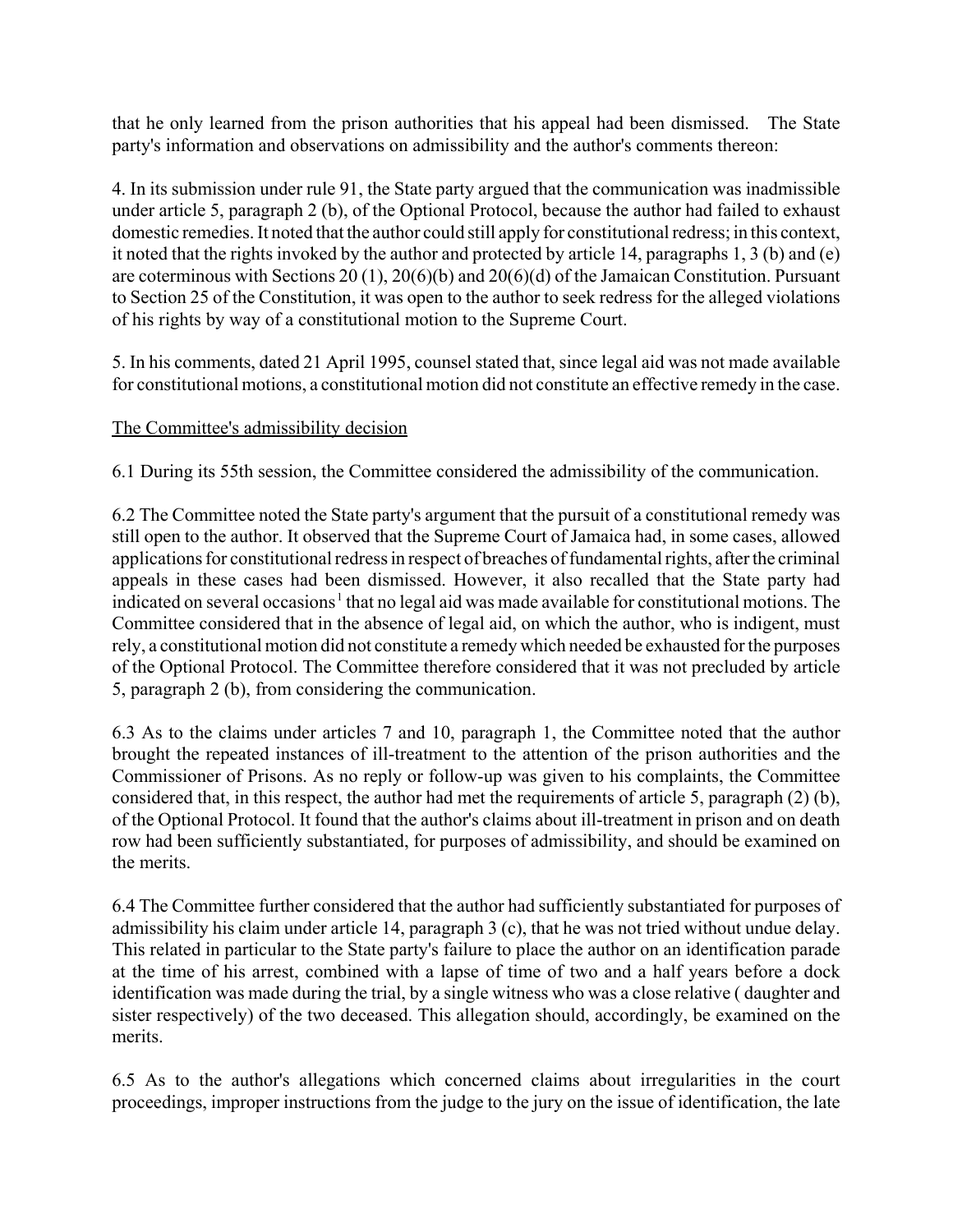that he only learned from the prison authorities that his appeal had been dismissed. The State party's information and observations on admissibility and the author's comments thereon:

4. In its submission under rule 91, the State party argued that the communication was inadmissible under article 5, paragraph 2 (b), of the Optional Protocol, because the author had failed to exhaust domestic remedies. It noted that the author could still apply for constitutional redress; in this context, it noted that the rights invoked by the author and protected by article 14, paragraphs 1, 3 (b) and (e) are coterminous with Sections 20 (1), 20(6)(b) and 20(6)(d) of the Jamaican Constitution. Pursuant to Section 25 of the Constitution, it was open to the author to seek redress for the alleged violations of his rights by way of a constitutional motion to the Supreme Court.

5. In his comments, dated 21 April 1995, counsel stated that, since legal aid was not made available for constitutional motions, a constitutional motion did not constitute an effective remedy in the case.

The Committee's admissibility decision

6.1 During its 55th session, the Committee considered the admissibility of the communication.

6.2 The Committee noted the State party's argument that the pursuit of a constitutional remedy was still open to the author. It observed that the Supreme Court of Jamaica had, in some cases, allowed applications for constitutional redress in respect of breaches of fundamental rights, after the criminal appeals in these cases had been dismissed. However, it also recalled that the State party had indicated on several occasions[1] that no legal aid was made available for constitutional motions. The Committee considered that in the absence of legal aid, on which the author, who is indigent, must rely, a constitutional motion did not constitute a remedy which needed be exhausted for the purposes of the Optional Protocol. The Committee therefore considered that it was not precluded by article 5, paragraph 2 (b), from considering the communication.

6.3 As to the claims under articles 7 and 10, paragraph 1, the Committee noted that the author brought the repeated instances of ill-treatment to the attention of the prison authorities and the Commissioner of Prisons. As no reply or follow-up was given to his complaints, the Committee considered that, in this respect, the author had met the requirements of article 5, paragraph (2) (b), of the Optional Protocol. It found that the author's claims about ill-treatment in prison and on death row had been sufficiently substantiated, for purposes of admissibility, and should be examined on the merits.

6.4 The Committee further considered that the author had sufficiently substantiated for purposes of admissibility his claim under article 14, paragraph 3 (c), that he was not tried without undue delay. This related in particular to the State party's failure to place the author on an identification parade at the time of his arrest, combined with a lapse of time of two and a half years before a dock identification was made during the trial, by a single witness who was a close relative ( daughter and sister respectively) of the two deceased. This allegation should, accordingly, be examined on the merits.

6.5 As to the author's allegations which concerned claims about irregularities in the court proceedings, improper instructions from the judge to the jury on the issue of identification, the late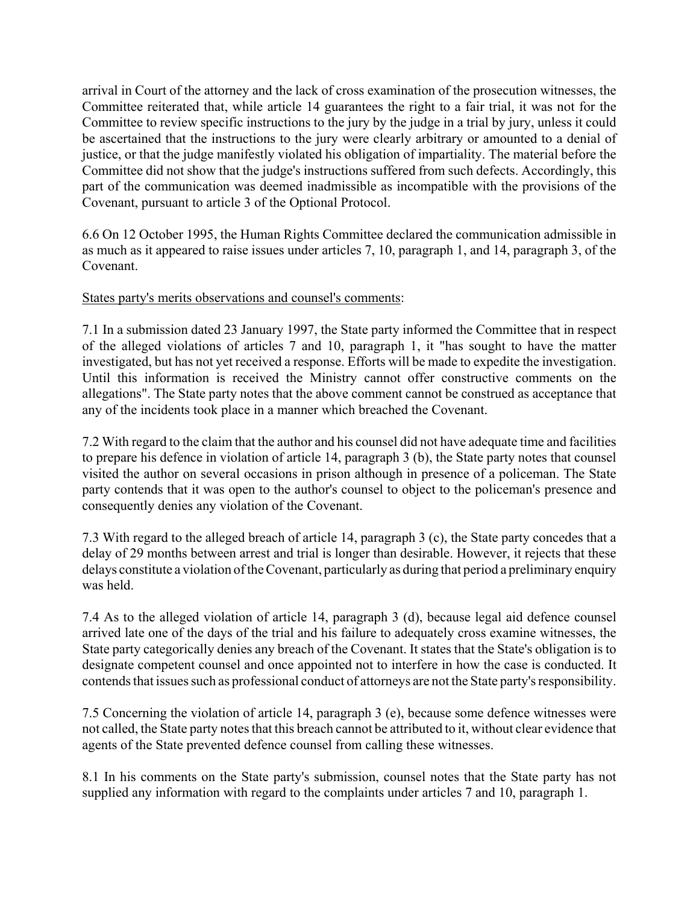arrival in Court of the attorney and the lack of cross examination of the prosecution witnesses, the Committee reiterated that, while article 14 guarantees the right to a fair trial, it was not for the Committee to review specific instructions to the jury by the judge in a trial by jury, unless it could be ascertained that the instructions to the jury were clearly arbitrary or amounted to a denial of justice, or that the judge manifestly violated his obligation of impartiality. The material before the Committee did not show that the judge's instructions suffered from such defects. Accordingly, this part of the communication was deemed inadmissible as incompatible with the provisions of the Covenant, pursuant to article 3 of the Optional Protocol.

6.6 On 12 October 1995, the Human Rights Committee declared the communication admissible in as much as it appeared to raise issues under articles 7, 10, paragraph 1, and 14, paragraph 3, of the Covenant.

States party's merits observations and counsel's comments:

7.1 In a submission dated 23 January 1997, the State party informed the Committee that in respect of the alleged violations of articles 7 and 10, paragraph 1, it "has sought to have the matter investigated, but has not yet received a response. Efforts will be made to expedite the investigation. Until this information is received the Ministry cannot offer constructive comments on the allegations". The State party notes that the above comment cannot be construed as acceptance that any of the incidents took place in a manner which breached the Covenant.

7.2 With regard to the claim that the author and his counsel did not have adequate time and facilities to prepare his defence in violation of article 14, paragraph 3 (b), the State party notes that counsel visited the author on several occasions in prison although in presence of a policeman. The State party contends that it was open to the author's counsel to object to the policeman's presence and consequently denies any violation of the Covenant.

7.3 With regard to the alleged breach of article 14, paragraph 3 (c), the State party concedes that a delay of 29 months between arrest and trial is longer than desirable. However, it rejects that these delays constitute a violation of the Covenant, particularly as during that period a preliminary enquiry was held.

7.4 As to the alleged violation of article 14, paragraph 3 (d), because legal aid defence counsel arrived late one of the days of the trial and his failure to adequately cross examine witnesses, the State party categorically denies any breach of the Covenant. It states that the State's obligation is to designate competent counsel and once appointed not to interfere in how the case is conducted. It contends that issues such as professional conduct of attorneys are not the State party's responsibility.

7.5 Concerning the violation of article 14, paragraph 3 (e), because some defence witnesses were not called, the State party notes that this breach cannot be attributed to it, without clear evidence that agents of the State prevented defence counsel from calling these witnesses.

8.1 In his comments on the State party's submission, counsel notes that the State party has not supplied any information with regard to the complaints under articles 7 and 10, paragraph 1.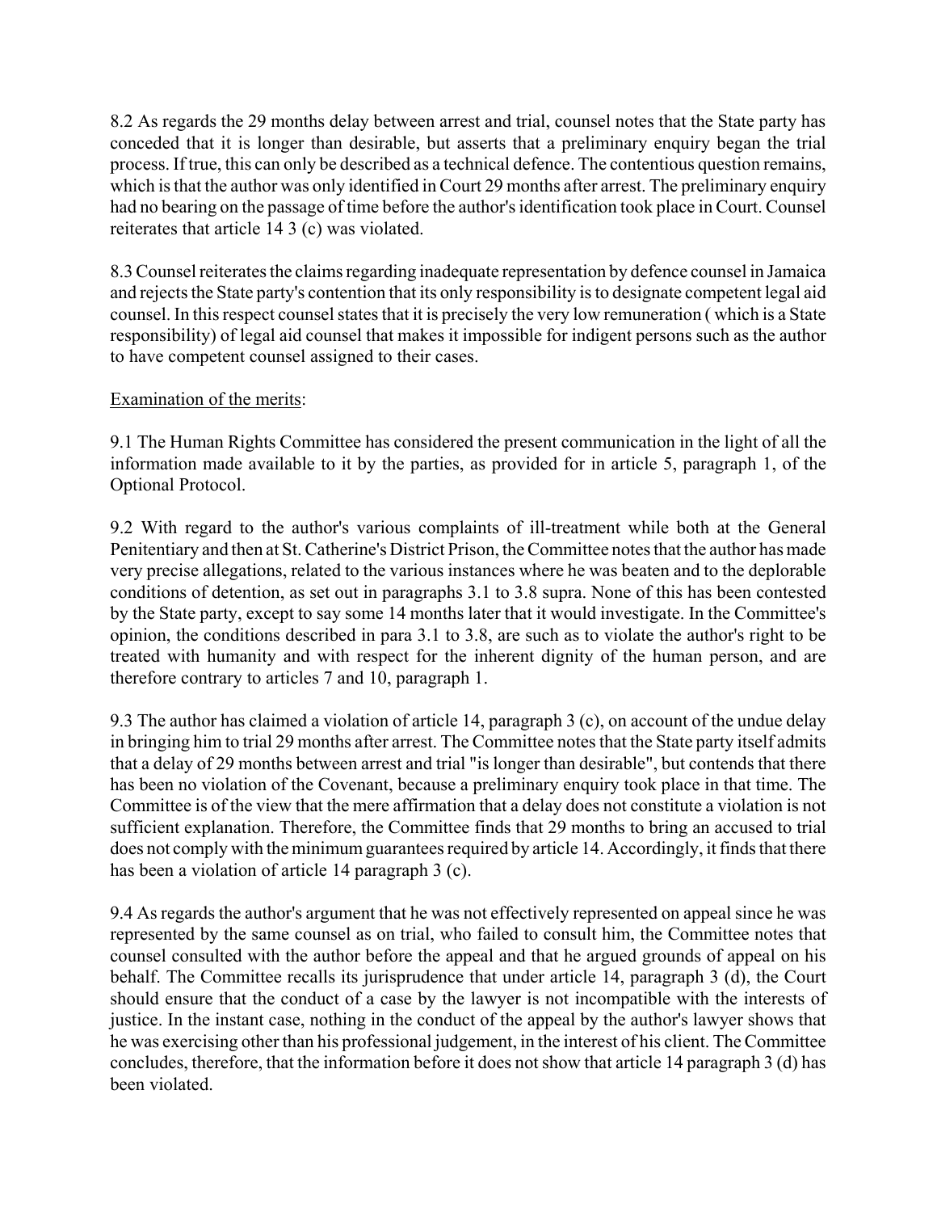8.2 As regards the 29 months delay between arrest and trial, counsel notes that the State party has conceded that it is longer than desirable, but asserts that a preliminary enquiry began the trial process. If true, this can only be described as a technical defence. The contentious question remains, which is that the author was only identified in Court 29 months after arrest. The preliminary enquiry had no bearing on the passage of time before the author's identification took place in Court. Counsel reiterates that article 14 3 (c) was violated.

8.3 Counsel reiterates the claims regarding inadequate representation by defence counsel in Jamaica and rejects the State party's contention that its only responsibility is to designate competent legal aid counsel. In this respect counsel states that it is precisely the very low remuneration ( which is a State responsibility) of legal aid counsel that makes it impossible for indigent persons such as the author to have competent counsel assigned to their cases.

<u>Examination of the merits</u>:

9.1 The Human Rights Committee has considered the present communication in the light of all the information made available to it by the parties, as provided for in article 5, paragraph 1, of the Optional Protocol.

9.2 With regard to the author's various complaints of ill-treatment while both at the General Penitentiary and then at St. Catherine's District Prison, the Committee notes that the author has made very precise allegations, related to the various instances where he was beaten and to the deplorable conditions of detention, as set out in paragraphs 3.1 to 3.8 supra. None of this has been contested by the State party, except to say some 14 months later that it would investigate. In the Committee's opinion, the conditions described in para 3.1 to 3.8, are such as to violate the author's right to be treated with humanity and with respect for the inherent dignity of the human person, and are therefore contrary to articles 7 and 10, paragraph 1.

9.3 The author has claimed a violation of article 14, paragraph 3 (c), on account of the undue delay in bringing him to trial 29 months after arrest. The Committee notes that the State party itself admits that a delay of 29 months between arrest and trial "is longer than desirable", but contends that there has been no violation of the Covenant, because a preliminary enquiry took place in that time. The Committee is of the view that the mere affirmation that a delay does not constitute a violation is not sufficient explanation. Therefore, the Committee finds that 29 months to bring an accused to trial does not comply with the minimum guarantees required by article 14. Accordingly, it finds that there has been a violation of article 14 paragraph 3 (c).

9.4 As regards the author's argument that he was not effectively represented on appeal since he was represented by the same counsel as on trial, who failed to consult him, the Committee notes that counsel consulted with the author before the appeal and that he argued grounds of appeal on his behalf. The Committee recalls its jurisprudence that under article 14, paragraph 3 (d), the Court should ensure that the conduct of a case by the lawyer is not incompatible with the interests of justice. In the instant case, nothing in the conduct of the appeal by the author's lawyer shows that he was exercising other than his professional judgement, in the interest of his client. The Committee concludes, therefore, that the information before it does not show that article 14 paragraph 3 (d) has been violated.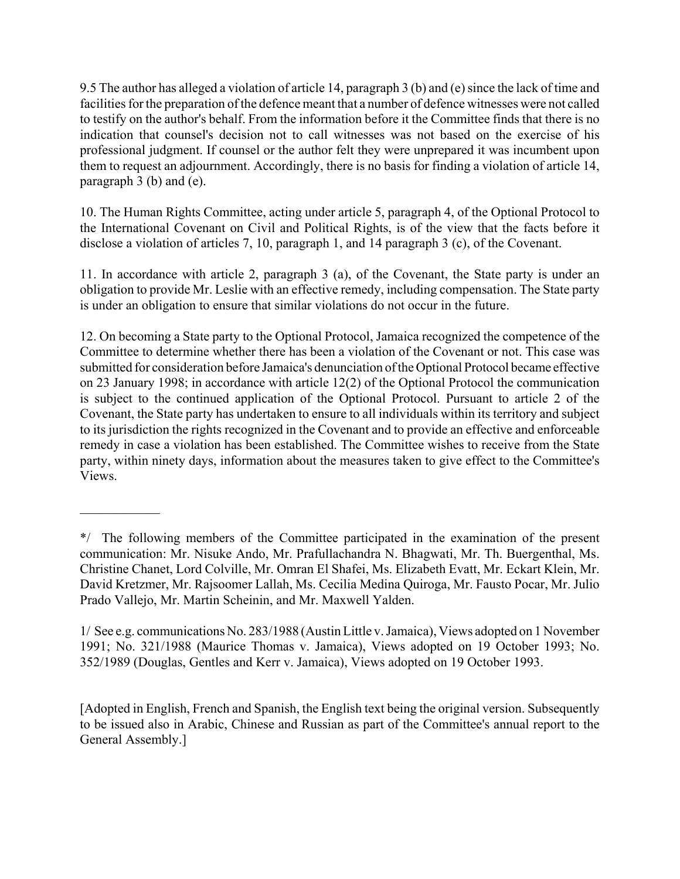9.5 The author has alleged a violation of article 14, paragraph 3 (b) and (e) since the lack of time and facilities for the preparation of the defence meant that a number of defence witnesses were not called to testify on the author's behalf. From the information before it the Committee finds that there is no indication that counsel's decision not to call witnesses was not based on the exercise of his professional judgment. If counsel or the author felt they were unprepared it was incumbent upon them to request an adjournment. Accordingly, there is no basis for finding a violation of article 14, paragraph 3 (b) and (e).

10. The Human Rights Committee, acting under article 5, paragraph 4, of the Optional Protocol to the International Covenant on Civil and Political Rights, is of the view that the facts before it disclose a violation of articles 7, 10, paragraph 1, and 14 paragraph 3 (c), of the Covenant.

11. In accordance with article 2, paragraph 3 (a), of the Covenant, the State party is under an obligation to provide Mr. Leslie with an effective remedy, including compensation. The State party is under an obligation to ensure that similar violations do not occur in the future.

12. On becoming a State party to the Optional Protocol, Jamaica recognized the competence of the Committee to determine whether there has been a violation of the Covenant or not. This case was submitted for consideration before Jamaica's denunciation of the Optional Protocol became effective on 23 January 1998; in accordance with article 12(2) of the Optional Protocol the communication is subject to the continued application of the Optional Protocol. Pursuant to article 2 of the Covenant, the State party has undertaken to ensure to all individuals within its territory and subject to its jurisdiction the rights recognized in the Covenant and to provide an effective and enforceable remedy in case a violation has been established. The Committee wishes to receive from the State party, within ninety days, information about the measures taken to give effect to the Committee's Views.

---

*/ The following members of the Committee participated in the examination of the present communication: Mr. Nisuke Ando, Mr. Prafullachandra N. Bhagwati, Mr. Th. Buergenthal, Ms. Christine Chanet, Lord Colville, Mr. Omran El Shafei, Ms. Elizabeth Evatt, Mr. Eckart Klein, Mr. David Kretzmer, Mr. Rajsoomer Lallah, Ms. Cecilia Medina Quiroga, Mr. Fausto Pocar, Mr. Julio Prado Vallejo, Mr. Martin Scheinin, and Mr. Maxwell Yalden.

1/ See e.g. communications No. 283/1988 (Austin Little v. Jamaica), Views adopted on 1 November 1991; No. 321/1988 (Maurice Thomas v. Jamaica), Views adopted on 19 October 1993; No. 352/1989 (Douglas, Gentles and Kerr v. Jamaica), Views adopted on 19 October 1993.

[Adopted in English, French and Spanish, the English text being the original version. Subsequently to be issued also in Arabic, Chinese and Russian as part of the Committee's annual report to the General Assembly.]